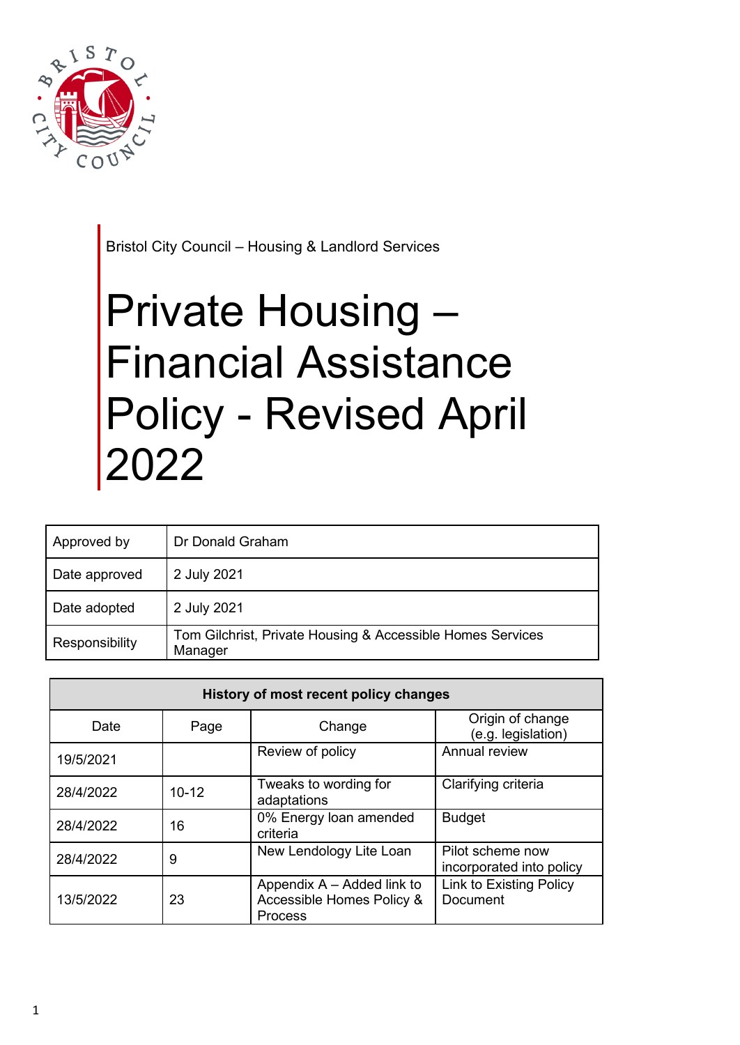Bristol City Council – Housing & Landlord Services

# Private Housing – Financial Assistance Policy - Revised April 2022

| Approved by | Dr Donald Graham |
|---|---|
| Date approved | 2 July 2021 |
| Date adopted | 2 July 2021 |
| Responsibility | Tom Gilchrist, Private Housing & Accessible Homes Services Manager |

| History of most recent policy changes | | | |
|---|---|---|---|
| Date | Page | Change | Origin of change (e.g. legislation) |
| 19/5/2021 | | Review of policy | Annual review |
| 28/4/2022 | 10-12 | Tweaks to wording for adaptations | Clarifying criteria |
| 28/4/2022 | 16 | 0% Energy loan amended criteria | Budget |
| 28/4/2022 | 9 | New Lendology Lite Loan | Pilot scheme now incorporated into policy |
| 13/5/2022 | 23 | Appendix A – Added link to Accessible Homes Policy & Process | Link to Existing Policy Document |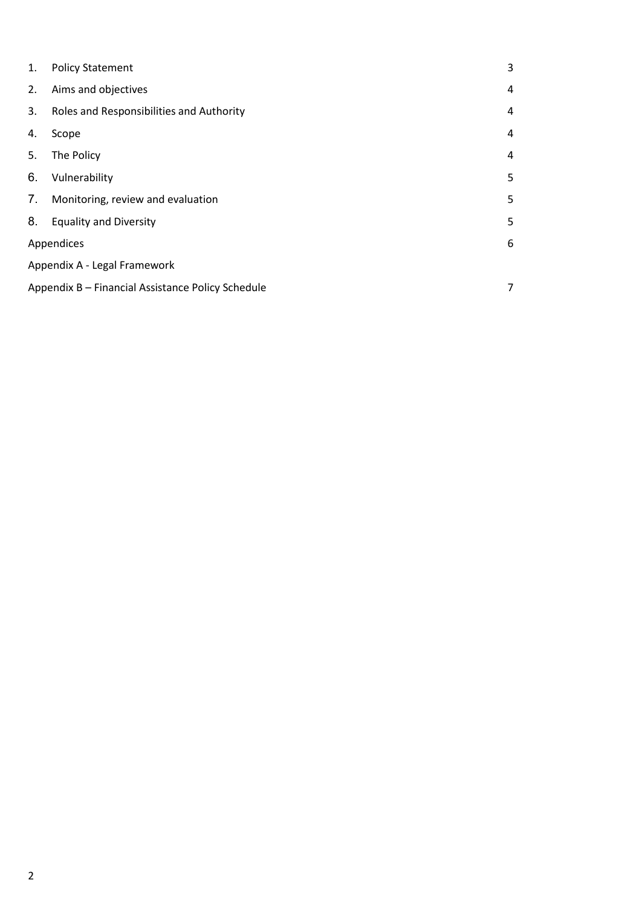| | | |
|---|---|---|
| 1. | Policy Statement | 3 |
| 2. | Aims and objectives | 4 |
| 3. | Roles and Responsibilities and Authority | 4 |
| 4. | Scope | 4 |
| 5. | The Policy | 4 |
| 6. | Vulnerability | 5 |
| 7. | Monitoring, review and evaluation | 5 |
| 8. | Equality and Diversity | 5 |
| Appendices | | 6 |
| Appendix A - Legal Framework | | |
| Appendix B – Financial Assistance Policy Schedule | | 7 |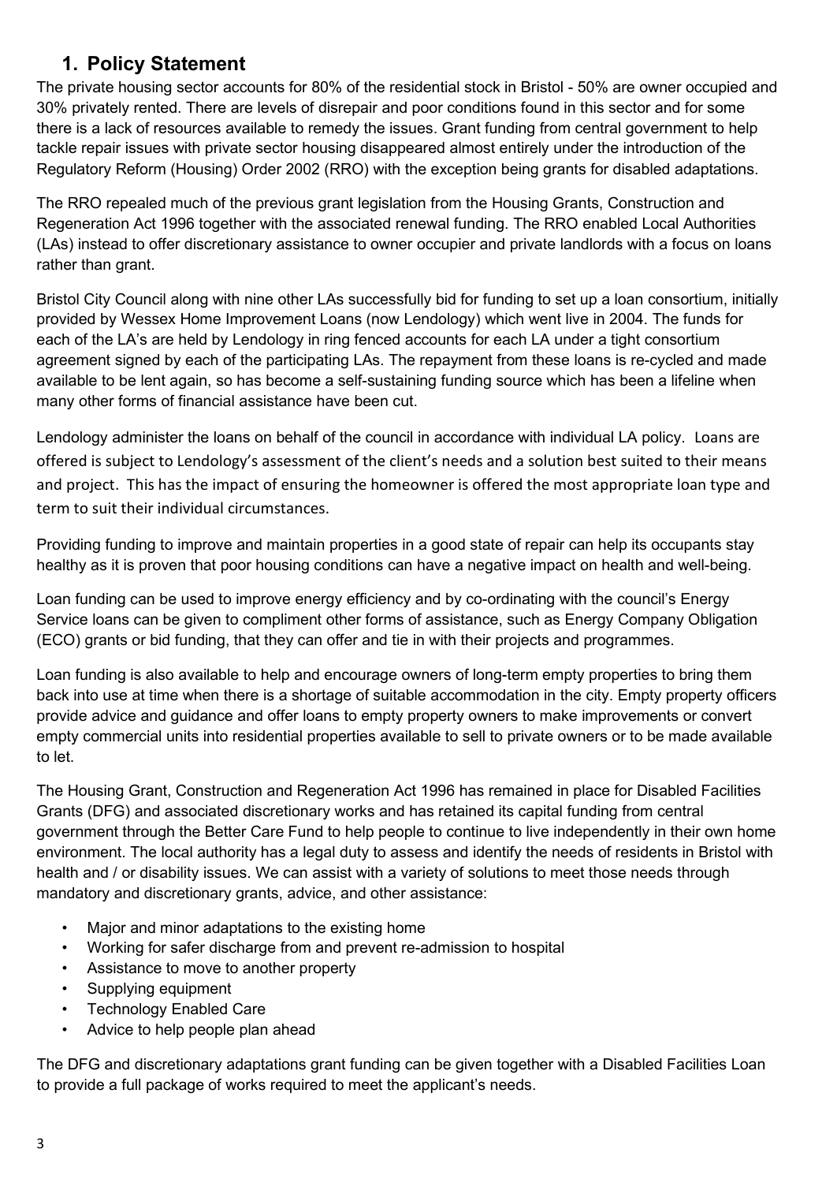## 1. Policy Statement

The private housing sector accounts for 80% of the residential stock in Bristol - 50% are owner occupied and 30% privately rented. There are levels of disrepair and poor conditions found in this sector and for some there is a lack of resources available to remedy the issues. Grant funding from central government to help tackle repair issues with private sector housing disappeared almost entirely under the introduction of the Regulatory Reform (Housing) Order 2002 (RRO) with the exception being grants for disabled adaptations.

The RRO repealed much of the previous grant legislation from the Housing Grants, Construction and Regeneration Act 1996 together with the associated renewal funding. The RRO enabled Local Authorities (LAs) instead to offer discretionary assistance to owner occupier and private landlords with a focus on loans rather than grant.

Bristol City Council along with nine other LAs successfully bid for funding to set up a loan consortium, initially provided by Wessex Home Improvement Loans (now Lendology) which went live in 2004. The funds for each of the LA's are held by Lendology in ring fenced accounts for each LA under a tight consortium agreement signed by each of the participating LAs. The repayment from these loans is re-cycled and made available to be lent again, so has become a self-sustaining funding source which has been a lifeline when many other forms of financial assistance have been cut.

Lendology administer the loans on behalf of the council in accordance with individual LA policy. Loans are offered is subject to Lendology's assessment of the client's needs and a solution best suited to their means and project. This has the impact of ensuring the homeowner is offered the most appropriate loan type and term to suit their individual circumstances.

Providing funding to improve and maintain properties in a good state of repair can help its occupants stay healthy as it is proven that poor housing conditions can have a negative impact on health and well-being.

Loan funding can be used to improve energy efficiency and by co-ordinating with the council's Energy Service loans can be given to compliment other forms of assistance, such as Energy Company Obligation (ECO) grants or bid funding, that they can offer and tie in with their projects and programmes.

Loan funding is also available to help and encourage owners of long-term empty properties to bring them back into use at time when there is a shortage of suitable accommodation in the city. Empty property officers provide advice and guidance and offer loans to empty property owners to make improvements or convert empty commercial units into residential properties available to sell to private owners or to be made available to let.

The Housing Grant, Construction and Regeneration Act 1996 has remained in place for Disabled Facilities Grants (DFG) and associated discretionary works and has retained its capital funding from central government through the Better Care Fund to help people to continue to live independently in their own home environment. The local authority has a legal duty to assess and identify the needs of residents in Bristol with health and / or disability issues. We can assist with a variety of solutions to meet those needs through mandatory and discretionary grants, advice, and other assistance:

- Major and minor adaptations to the existing home
- Working for safer discharge from and prevent re-admission to hospital
- Assistance to move to another property
- Supplying equipment
- Technology Enabled Care
- Advice to help people plan ahead

The DFG and discretionary adaptations grant funding can be given together with a Disabled Facilities Loan to provide a full package of works required to meet the applicant's needs.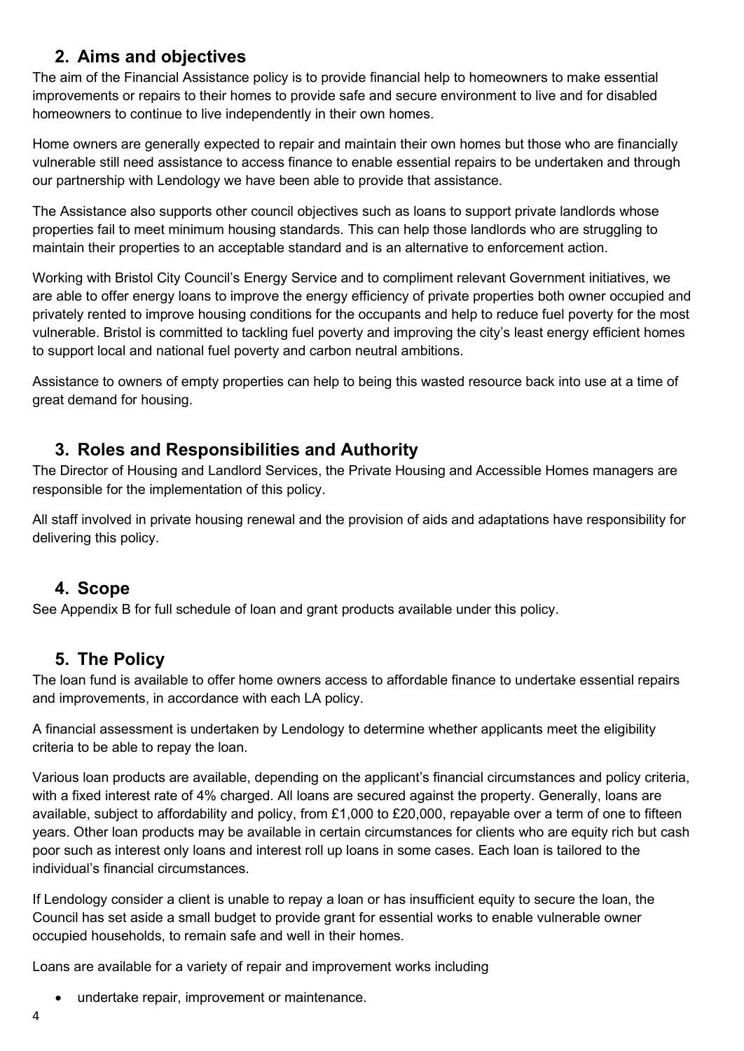## 2. Aims and objectives

The aim of the Financial Assistance policy is to provide financial help to homeowners to make essential improvements or repairs to their homes to provide safe and secure environment to live and for disabled homeowners to continue to live independently in their own homes.

Home owners are generally expected to repair and maintain their own homes but those who are financially vulnerable still need assistance to access finance to enable essential repairs to be undertaken and through our partnership with Lendology we have been able to provide that assistance.

The Assistance also supports other council objectives such as loans to support private landlords whose properties fail to meet minimum housing standards. This can help those landlords who are struggling to maintain their properties to an acceptable standard and is an alternative to enforcement action.

Working with Bristol City Council's Energy Service and to compliment relevant Government initiatives, we are able to offer energy loans to improve the energy efficiency of private properties both owner occupied and privately rented to improve housing conditions for the occupants and help to reduce fuel poverty for the most vulnerable. Bristol is committed to tackling fuel poverty and improving the city's least energy efficient homes to support local and national fuel poverty and carbon neutral ambitions.

Assistance to owners of empty properties can help to being this wasted resource back into use at a time of great demand for housing.

## 3. Roles and Responsibilities and Authority

The Director of Housing and Landlord Services, the Private Housing and Accessible Homes managers are responsible for the implementation of this policy.

All staff involved in private housing renewal and the provision of aids and adaptations have responsibility for delivering this policy.

## 4. Scope

See Appendix B for full schedule of loan and grant products available under this policy.

## 5. The Policy

The loan fund is available to offer home owners access to affordable finance to undertake essential repairs and improvements, in accordance with each LA policy.

A financial assessment is undertaken by Lendology to determine whether applicants meet the eligibility criteria to be able to repay the loan.

Various loan products are available, depending on the applicant's financial circumstances and policy criteria, with a fixed interest rate of 4% charged. All loans are secured against the property. Generally, loans are available, subject to affordability and policy, from £1,000 to £20,000, repayable over a term of one to fifteen years. Other loan products may be available in certain circumstances for clients who are equity rich but cash poor such as interest only loans and interest roll up loans in some cases. Each loan is tailored to the individual's financial circumstances.

If Lendology consider a client is unable to repay a loan or has insufficient equity to secure the loan, the Council has set aside a small budget to provide grant for essential works to enable vulnerable owner occupied households, to remain safe and well in their homes.

Loans are available for a variety of repair and improvement works including

- undertake repair, improvement or maintenance.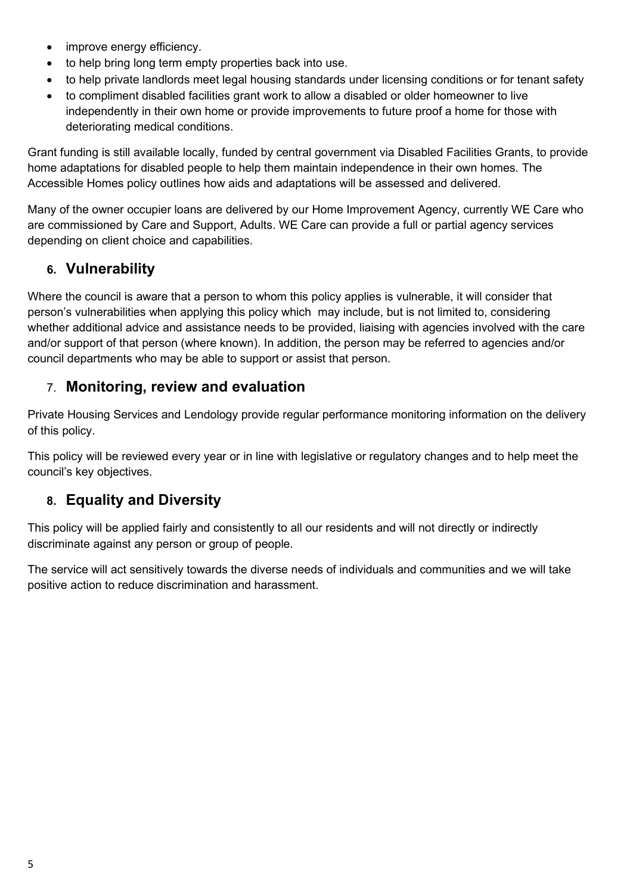- improve energy efficiency.
- to help bring long term empty properties back into use.
- to help private landlords meet legal housing standards under licensing conditions or for tenant safety
- to compliment disabled facilities grant work to allow a disabled or older homeowner to live independently in their own home or provide improvements to future proof a home for those with deteriorating medical conditions.

Grant funding is still available locally, funded by central government via Disabled Facilities Grants, to provide home adaptations for disabled people to help them maintain independence in their own homes. The Accessible Homes policy outlines how aids and adaptations will be assessed and delivered.

Many of the owner occupier loans are delivered by our Home Improvement Agency, currently WE Care who are commissioned by Care and Support, Adults. WE Care can provide a full or partial agency services depending on client choice and capabilities.

## 6. Vulnerability

Where the council is aware that a person to whom this policy applies is vulnerable, it will consider that person's vulnerabilities when applying this policy which may include, but is not limited to, considering whether additional advice and assistance needs to be provided, liaising with agencies involved with the care and/or support of that person (where known). In addition, the person may be referred to agencies and/or council departments who may be able to support or assist that person.

## 7. Monitoring, review and evaluation

Private Housing Services and Lendology provide regular performance monitoring information on the delivery of this policy.

This policy will be reviewed every year or in line with legislative or regulatory changes and to help meet the council's key objectives.

## 8. Equality and Diversity

This policy will be applied fairly and consistently to all our residents and will not directly or indirectly discriminate against any person or group of people.

The service will act sensitively towards the diverse needs of individuals and communities and we will take positive action to reduce discrimination and harassment.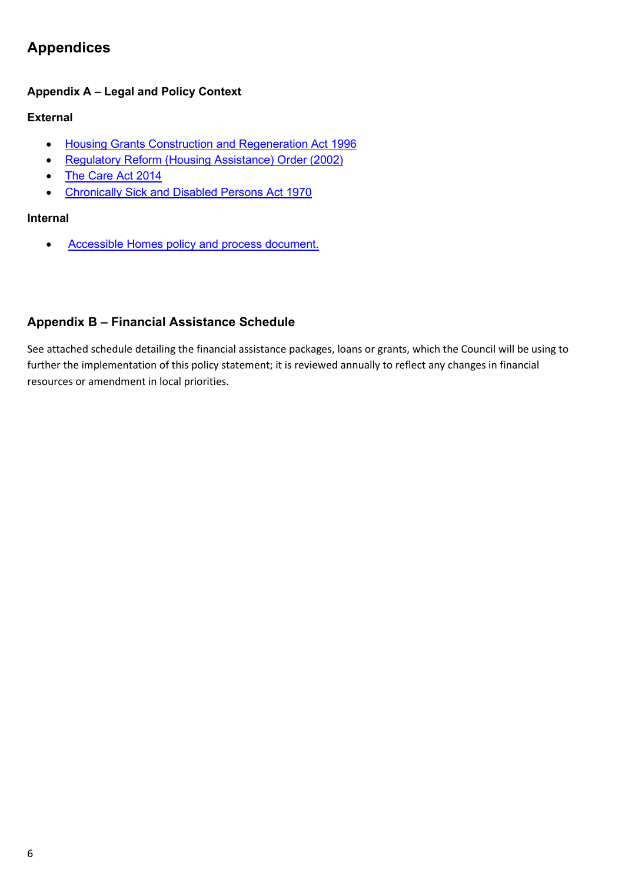## Appendices

### Appendix A – Legal and Policy Context

**External**

- Housing Grants Construction and Regeneration Act 1996
- Regulatory Reform (Housing Assistance) Order (2002)
- The Care Act 2014
- Chronically Sick and Disabled Persons Act 1970

**Internal**

- Accessible Homes policy and process document.

### Appendix B – Financial Assistance Schedule

See attached schedule detailing the financial assistance packages, loans or grants, which the Council will be using to further the implementation of this policy statement; it is reviewed annually to reflect any changes in financial resources or amendment in local priorities.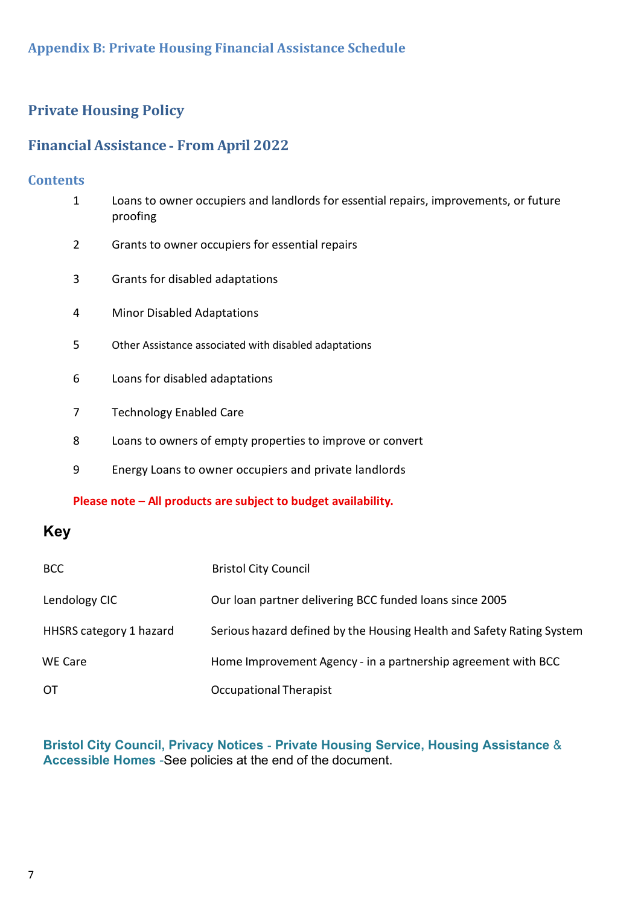## Appendix B: Private Housing Financial Assistance Schedule

# Private Housing Policy

## Financial Assistance - From April 2022

### Contents

| | |
|---|---|
| 1 | Loans to owner occupiers and landlords for essential repairs, improvements, or future proofing |
| 2 | Grants to owner occupiers for essential repairs |
| 3 | Grants for disabled adaptations |
| 4 | Minor Disabled Adaptations |
| 5 | Other Assistance associated with disabled adaptations |
| 6 | Loans for disabled adaptations |
| 7 | Technology Enabled Care |
| 8 | Loans to owners of empty properties to improve or convert |
| 9 | Energy Loans to owner occupiers and private landlords |

**Please note – All products are subject to budget availability.**

### Key

| | |
|---|---|
| BCC | Bristol City Council |
| Lendology CIC | Our loan partner delivering BCC funded loans since 2005 |
| HHSRS category 1 hazard | Serious hazard defined by the Housing Health and Safety Rating System |
| WE Care | Home Improvement Agency - in a partnership agreement with BCC |
| OT | Occupational Therapist |

**Bristol City Council, Privacy Notices - Private Housing Service, Housing Assistance & Accessible Homes** -See policies at the end of the document.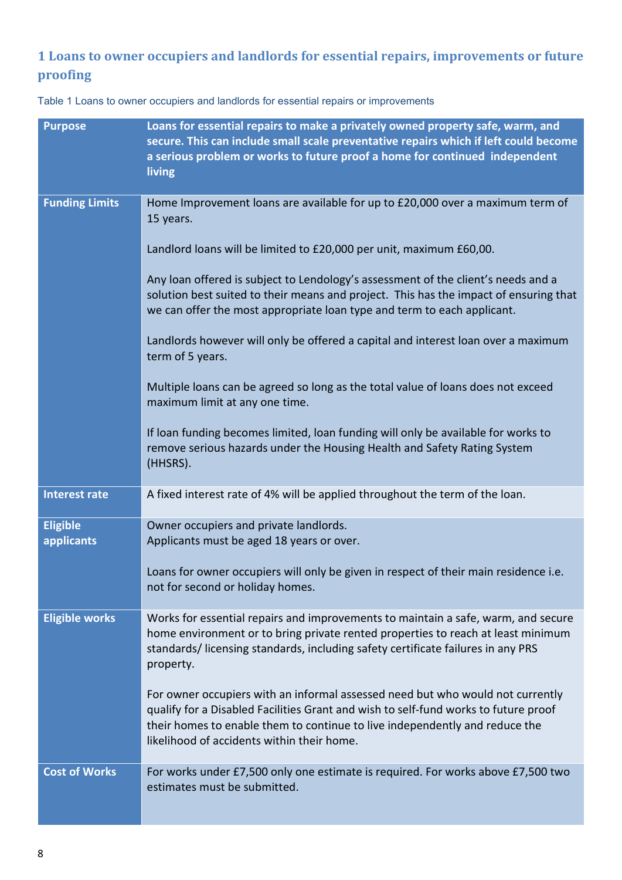## 1 Loans to owner occupiers and landlords for essential repairs, improvements or future proofing

Table 1 Loans to owner occupiers and landlords for essential repairs or improvements

| **Purpose** | **Loans for essential repairs to make a privately owned property safe, warm, and secure. This can include small scale preventative repairs which if left could become a serious problem or works to future proof a home for continued independent living** |
|---|---|
| **Funding Limits** | Home Improvement loans are available for up to £20,000 over a maximum term of 15 years.<br><br>Landlord loans will be limited to £20,000 per unit, maximum £60,00.<br><br>Any loan offered is subject to Lendology's assessment of the client's needs and a solution best suited to their means and project. This has the impact of ensuring that we can offer the most appropriate loan type and term to each applicant.<br><br>Landlords however will only be offered a capital and interest loan over a maximum term of 5 years.<br><br>Multiple loans can be agreed so long as the total value of loans does not exceed maximum limit at any one time.<br><br>If loan funding becomes limited, loan funding will only be available for works to remove serious hazards under the Housing Health and Safety Rating System (HHSRS). |
| **Interest rate** | A fixed interest rate of 4% will be applied throughout the term of the loan. |
| **Eligible applicants** | Owner occupiers and private landlords.<br>Applicants must be aged 18 years or over.<br><br>Loans for owner occupiers will only be given in respect of their main residence i.e. not for second or holiday homes. |
| **Eligible works** | Works for essential repairs and improvements to maintain a safe, warm, and secure home environment or to bring private rented properties to reach at least minimum standards/ licensing standards, including safety certificate failures in any PRS property.<br><br>For owner occupiers with an informal assessed need but who would not currently qualify for a Disabled Facilities Grant and wish to self-fund works to future proof their homes to enable them to continue to live independently and reduce the likelihood of accidents within their home. |
| **Cost of Works** | For works under £7,500 only one estimate is required. For works above £7,500 two estimates must be submitted. |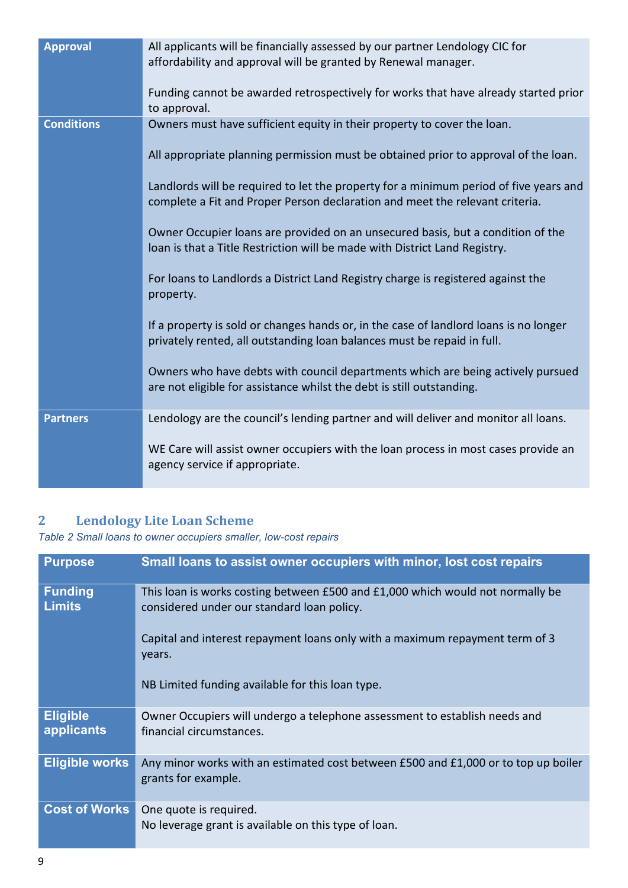| | |
|---|---|
| **Approval** | All applicants will be financially assessed by our partner Lendology CIC for affordability and approval will be granted by Renewal manager.<br><br>Funding cannot be awarded retrospectively for works that have already started prior to approval. |
| **Conditions** | Owners must have sufficient equity in their property to cover the loan.<br><br>All appropriate planning permission must be obtained prior to approval of the loan.<br><br>Landlords will be required to let the property for a minimum period of five years and complete a Fit and Proper Person declaration and meet the relevant criteria.<br><br>Owner Occupier loans are provided on an unsecured basis, but a condition of the loan is that a Title Restriction will be made with District Land Registry.<br><br>For loans to Landlords a District Land Registry charge is registered against the property.<br><br>If a property is sold or changes hands or, in the case of landlord loans is no longer privately rented, all outstanding loan balances must be repaid in full.<br><br>Owners who have debts with council departments which are being actively pursued are not eligible for assistance whilst the debt is still outstanding. |
| **Partners** | Lendology are the council's lending partner and will deliver and monitor all loans.<br><br>WE Care will assist owner occupiers with the loan process in most cases provide an agency service if appropriate. |

## 2 Lendology Lite Loan Scheme

*Table 2 Small loans to owner occupiers smaller, low-cost repairs*

| Purpose | Small loans to assist owner occupiers with minor, lost cost repairs |
|---|---|
| **Funding Limits** | This loan is works costing between £500 and £1,000 which would not normally be considered under our standard loan policy.<br><br>Capital and interest repayment loans only with a maximum repayment term of 3 years.<br><br>NB Limited funding available for this loan type. |
| **Eligible applicants** | Owner Occupiers will undergo a telephone assessment to establish needs and financial circumstances. |
| **Eligible works** | Any minor works with an estimated cost between £500 and £1,000 or to top up boiler grants for example. |
| **Cost of Works** | One quote is required.<br>No leverage grant is available on this type of loan. |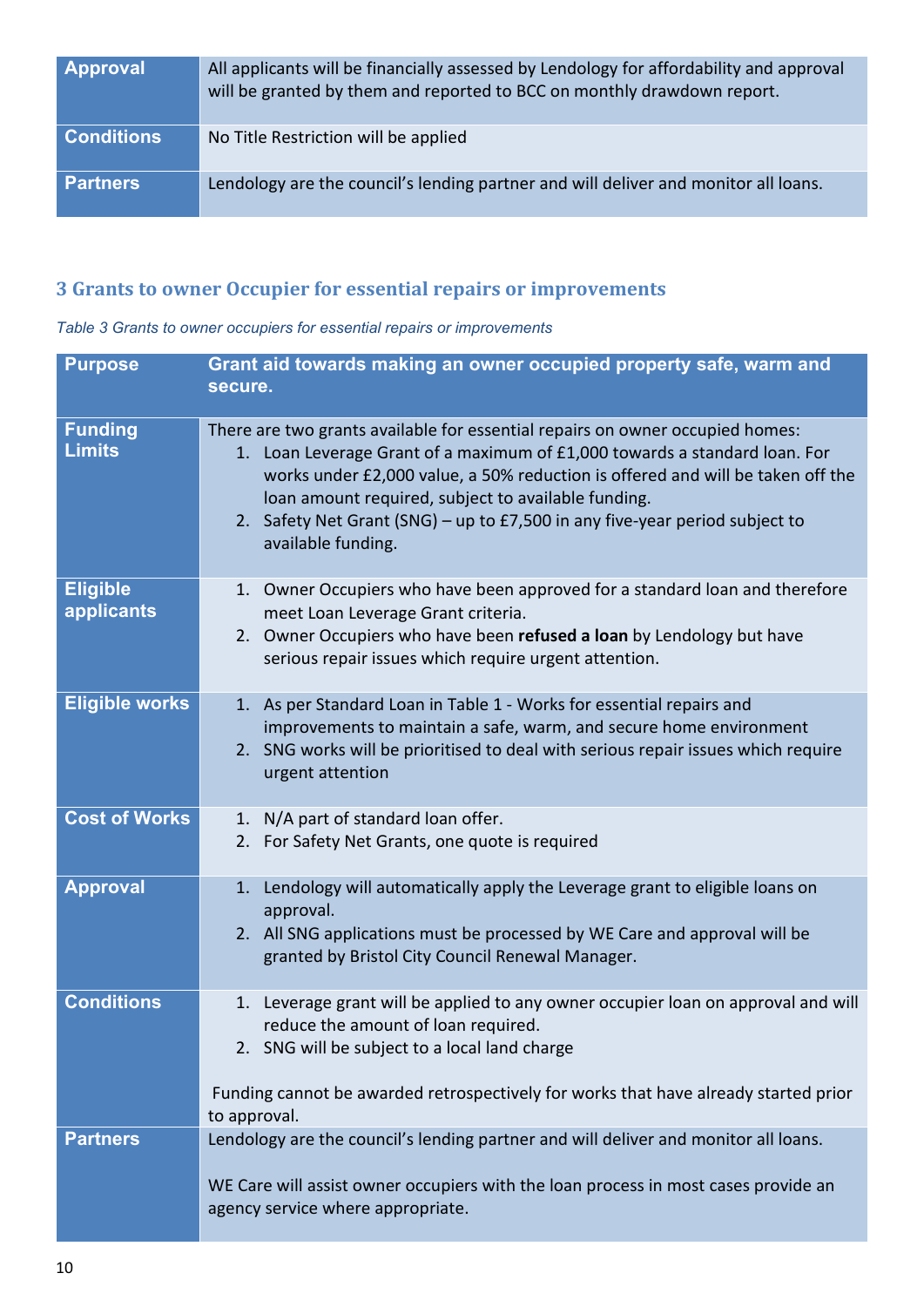| Approval | All applicants will be financially assessed by Lendology for affordability and approval will be granted by them and reported to BCC on monthly drawdown report. |
|---|---|
| Conditions | No Title Restriction will be applied |
| Partners | Lendology are the council's lending partner and will deliver and monitor all loans. |

## 3 Grants to owner Occupier for essential repairs or improvements

*Table 3 Grants to owner occupiers for essential repairs or improvements*

| Purpose | Grant aid towards making an owner occupied property safe, warm and secure. |
|---|---|
| Funding Limits | There are two grants available for essential repairs on owner occupied homes:<br>1. Loan Leverage Grant of a maximum of £1,000 towards a standard loan. For works under £2,000 value, a 50% reduction is offered and will be taken off the loan amount required, subject to available funding.<br>2. Safety Net Grant (SNG) – up to £7,500 in any five-year period subject to available funding. |
| Eligible applicants | 1. Owner Occupiers who have been approved for a standard loan and therefore meet Loan Leverage Grant criteria.<br>2. Owner Occupiers who have been **refused a loan** by Lendology but have serious repair issues which require urgent attention. |
| Eligible works | 1. As per Standard Loan in Table 1 - Works for essential repairs and improvements to maintain a safe, warm, and secure home environment<br>2. SNG works will be prioritised to deal with serious repair issues which require urgent attention |
| Cost of Works | 1. N/A part of standard loan offer.<br>2. For Safety Net Grants, one quote is required |
| Approval | 1. Lendology will automatically apply the Leverage grant to eligible loans on approval.<br>2. All SNG applications must be processed by WE Care and approval will be granted by Bristol City Council Renewal Manager. |
| Conditions | 1. Leverage grant will be applied to any owner occupier loan on approval and will reduce the amount of loan required.<br>2. SNG will be subject to a local land charge<br><br>Funding cannot be awarded retrospectively for works that have already started prior to approval. |
| Partners | Lendology are the council's lending partner and will deliver and monitor all loans.<br><br>WE Care will assist owner occupiers with the loan process in most cases provide an agency service where appropriate. |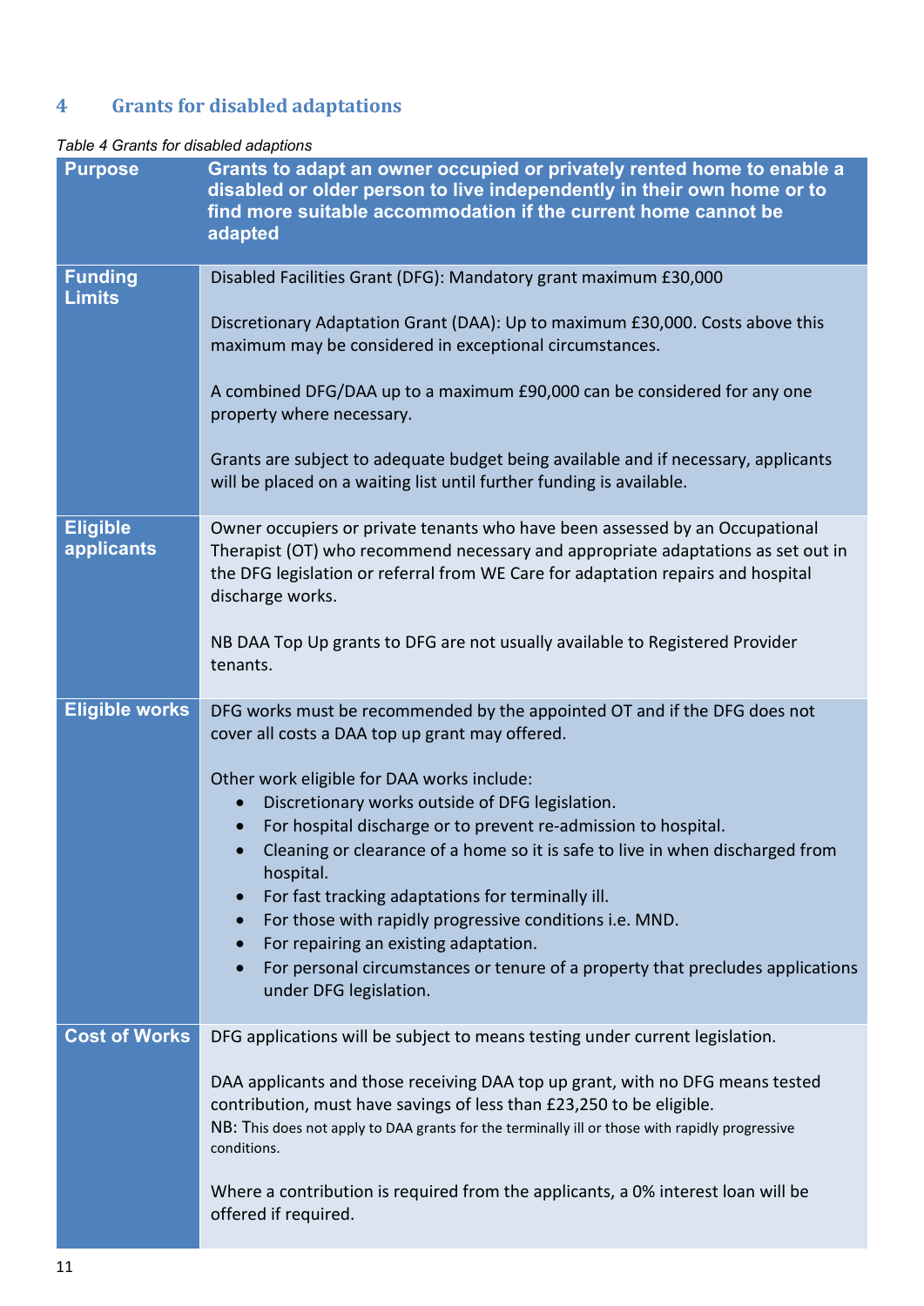## 4 Grants for disabled adaptations

*Table 4 Grants for disabled adaptions*

| Purpose | Grants to adapt an owner occupied or privately rented home to enable a disabled or older person to live independently in their own home or to find more suitable accommodation if the current home cannot be adapted |
|---|---|
| Funding Limits | Disabled Facilities Grant (DFG): Mandatory grant maximum £30,000<br><br>Discretionary Adaptation Grant (DAA): Up to maximum £30,000. Costs above this maximum may be considered in exceptional circumstances.<br><br>A combined DFG/DAA up to a maximum £90,000 can be considered for any one property where necessary.<br><br>Grants are subject to adequate budget being available and if necessary, applicants will be placed on a waiting list until further funding is available. |
| Eligible applicants | Owner occupiers or private tenants who have been assessed by an Occupational Therapist (OT) who recommend necessary and appropriate adaptations as set out in the DFG legislation or referral from WE Care for adaptation repairs and hospital discharge works.<br><br>NB DAA Top Up grants to DFG are not usually available to Registered Provider tenants. |
| Eligible works | DFG works must be recommended by the appointed OT and if the DFG does not cover all costs a DAA top up grant may offered.<br><br>Other work eligible for DAA works include:<br>• Discretionary works outside of DFG legislation.<br>• For hospital discharge or to prevent re-admission to hospital.<br>• Cleaning or clearance of a home so it is safe to live in when discharged from hospital.<br>• For fast tracking adaptations for terminally ill.<br>• For those with rapidly progressive conditions i.e. MND.<br>• For repairing an existing adaptation.<br>• For personal circumstances or tenure of a property that precludes applications under DFG legislation. |
| Cost of Works | DFG applications will be subject to means testing under current legislation.<br><br>DAA applicants and those receiving DAA top up grant, with no DFG means tested contribution, must have savings of less than £23,250 to be eligible.<br>NB: This does not apply to DAA grants for the terminally ill or those with rapidly progressive conditions.<br><br>Where a contribution is required from the applicants, a 0% interest loan will be offered if required. |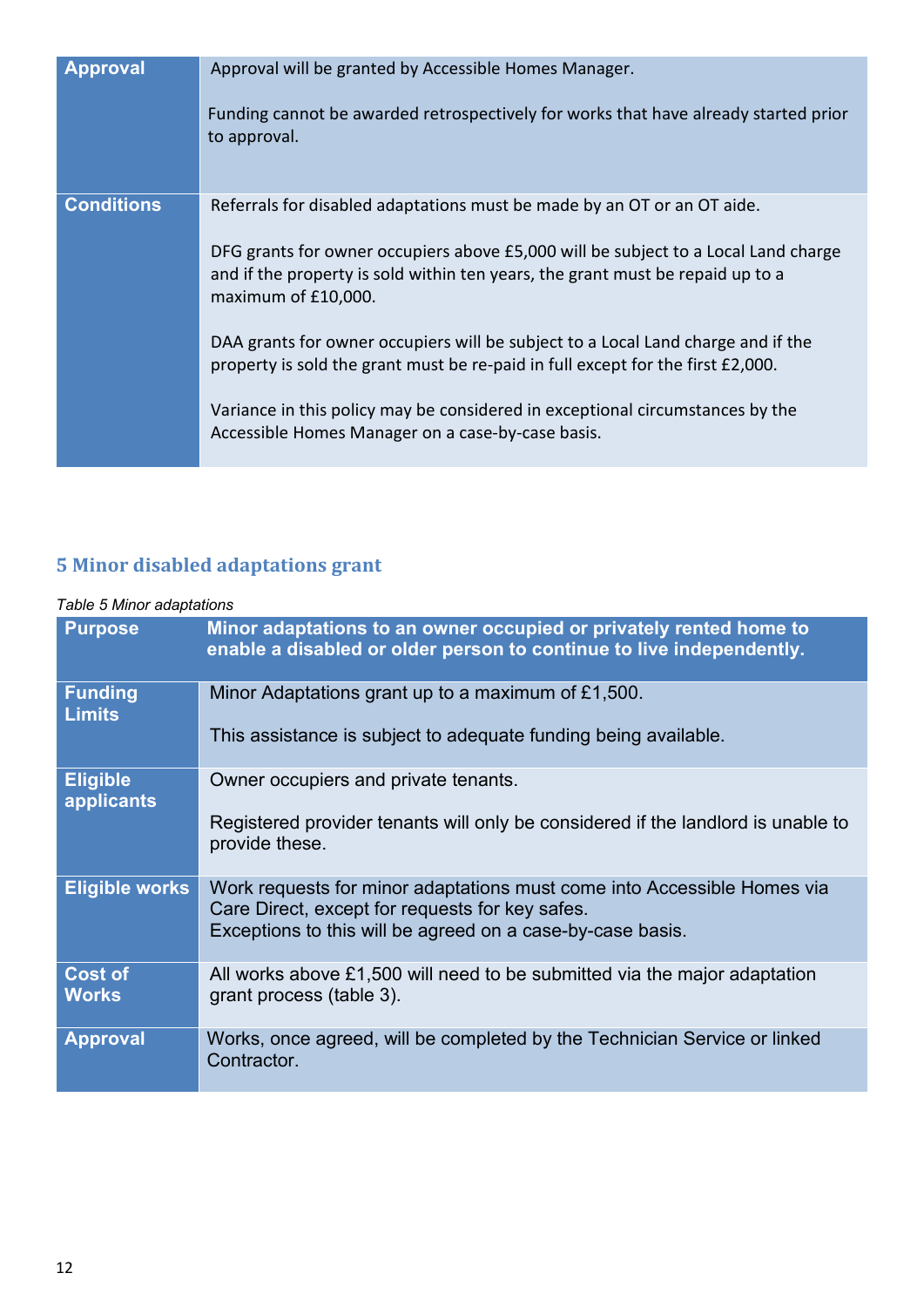| | |
|---|---|
| **Approval** | Approval will be granted by Accessible Homes Manager.<br><br>Funding cannot be awarded retrospectively for works that have already started prior to approval. |
| **Conditions** | Referrals for disabled adaptations must be made by an OT or an OT aide.<br><br>DFG grants for owner occupiers above £5,000 will be subject to a Local Land charge and if the property is sold within ten years, the grant must be repaid up to a maximum of £10,000.<br><br>DAA grants for owner occupiers will be subject to a Local Land charge and if the property is sold the grant must be re-paid in full except for the first £2,000.<br><br>Variance in this policy may be considered in exceptional circumstances by the Accessible Homes Manager on a case-by-case basis. |

## 5 Minor disabled adaptations grant

*Table 5 Minor adaptations*

| **Purpose** | **Minor adaptations to an owner occupied or privately rented home to enable a disabled or older person to continue to live independently.** |
|---|---|
| **Funding Limits** | Minor Adaptations grant up to a maximum of £1,500.<br><br>This assistance is subject to adequate funding being available. |
| **Eligible applicants** | Owner occupiers and private tenants.<br><br>Registered provider tenants will only be considered if the landlord is unable to provide these. |
| **Eligible works** | Work requests for minor adaptations must come into Accessible Homes via Care Direct, except for requests for key safes.<br>Exceptions to this will be agreed on a case-by-case basis. |
| **Cost of Works** | All works above £1,500 will need to be submitted via the major adaptation grant process (table 3). |
| **Approval** | Works, once agreed, will be completed by the Technician Service or linked Contractor. |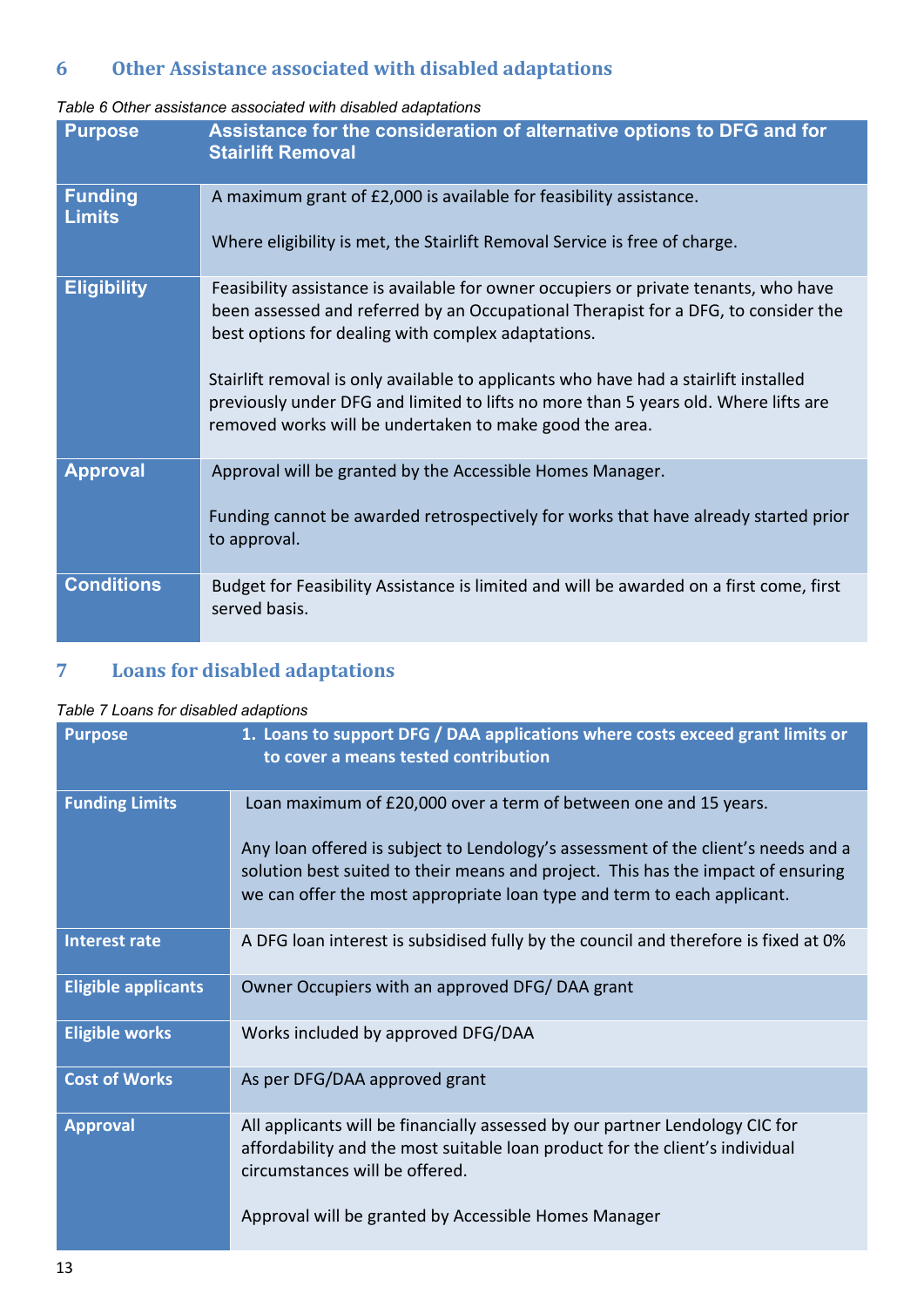## 6 Other Assistance associated with disabled adaptations

*Table 6 Other assistance associated with disabled adaptations*

| Purpose | Assistance for the consideration of alternative options to DFG and for Stairlift Removal |
|---|---|
| Funding Limits | A maximum grant of £2,000 is available for feasibility assistance.<br><br>Where eligibility is met, the Stairlift Removal Service is free of charge. |
| Eligibility | Feasibility assistance is available for owner occupiers or private tenants, who have been assessed and referred by an Occupational Therapist for a DFG, to consider the best options for dealing with complex adaptations.<br><br>Stairlift removal is only available to applicants who have had a stairlift installed previously under DFG and limited to lifts no more than 5 years old. Where lifts are removed works will be undertaken to make good the area. |
| Approval | Approval will be granted by the Accessible Homes Manager.<br><br>Funding cannot be awarded retrospectively for works that have already started prior to approval. |
| Conditions | Budget for Feasibility Assistance is limited and will be awarded on a first come, first served basis. |

## 7 Loans for disabled adaptations

*Table 7 Loans for disabled adaptions*

| Purpose | 1. Loans to support DFG / DAA applications where costs exceed grant limits or to cover a means tested contribution |
|---|---|
| Funding Limits | Loan maximum of £20,000 over a term of between one and 15 years.<br><br>Any loan offered is subject to Lendology's assessment of the client's needs and a solution best suited to their means and project. This has the impact of ensuring we can offer the most appropriate loan type and term to each applicant. |
| Interest rate | A DFG loan interest is subsidised fully by the council and therefore is fixed at 0% |
| Eligible applicants | Owner Occupiers with an approved DFG/ DAA grant |
| Eligible works | Works included by approved DFG/DAA |
| Cost of Works | As per DFG/DAA approved grant |
| Approval | All applicants will be financially assessed by our partner Lendology CIC for affordability and the most suitable loan product for the client's individual circumstances will be offered.<br><br>Approval will be granted by Accessible Homes Manager |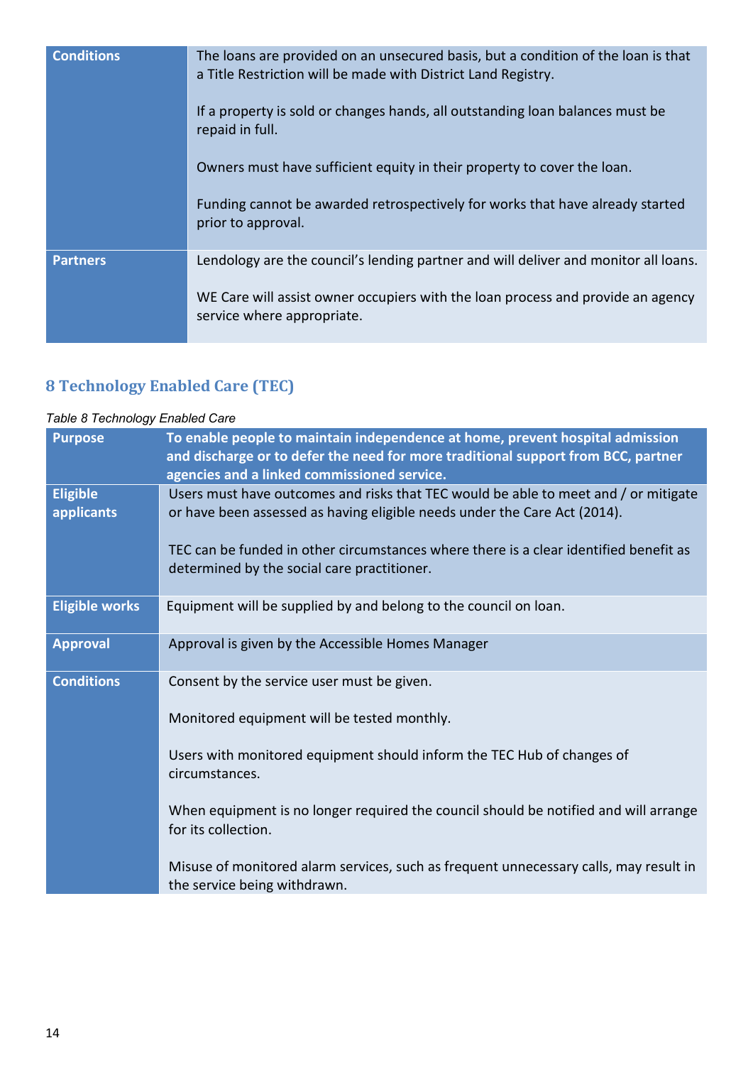| | |
|---|---|
| **Conditions** | The loans are provided on an unsecured basis, but a condition of the loan is that a Title Restriction will be made with District Land Registry.<br><br>If a property is sold or changes hands, all outstanding loan balances must be repaid in full.<br><br>Owners must have sufficient equity in their property to cover the loan.<br><br>Funding cannot be awarded retrospectively for works that have already started prior to approval. |
| **Partners** | Lendology are the council's lending partner and will deliver and monitor all loans.<br><br>WE Care will assist owner occupiers with the loan process and provide an agency service where appropriate. |

## 8 Technology Enabled Care (TEC)

*Table 8 Technology Enabled Care*

| **Purpose** | **To enable people to maintain independence at home, prevent hospital admission and discharge or to defer the need for more traditional support from BCC, partner agencies and a linked commissioned service.** |
|---|---|
| **Eligible applicants** | Users must have outcomes and risks that TEC would be able to meet and / or mitigate or have been assessed as having eligible needs under the Care Act (2014).<br><br>TEC can be funded in other circumstances where there is a clear identified benefit as determined by the social care practitioner. |
| **Eligible works** | Equipment will be supplied by and belong to the council on loan. |
| **Approval** | Approval is given by the Accessible Homes Manager |
| **Conditions** | Consent by the service user must be given.<br><br>Monitored equipment will be tested monthly.<br><br>Users with monitored equipment should inform the TEC Hub of changes of circumstances.<br><br>When equipment is no longer required the council should be notified and will arrange for its collection.<br><br>Misuse of monitored alarm services, such as frequent unnecessary calls, may result in the service being withdrawn. |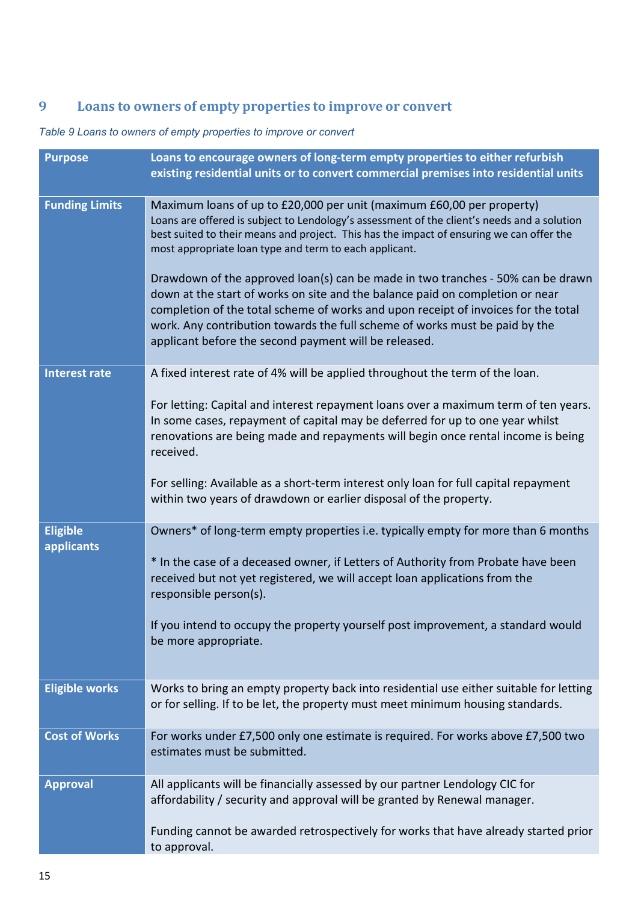## 9 Loans to owners of empty properties to improve or convert

*Table 9 Loans to owners of empty properties to improve or convert*

| Purpose | Loans to encourage owners of long-term empty properties to either refurbish existing residential units or to convert commercial premises into residential units |
|---|---|
| **Funding Limits** | Maximum loans of up to £20,000 per unit (maximum £60,00 per property)<br>Loans are offered is subject to Lendology's assessment of the client's needs and a solution best suited to their means and project. This has the impact of ensuring we can offer the most appropriate loan type and term to each applicant.<br><br>Drawdown of the approved loan(s) can be made in two tranches - 50% can be drawn down at the start of works on site and the balance paid on completion or near completion of the total scheme of works and upon receipt of invoices for the total work. Any contribution towards the full scheme of works must be paid by the applicant before the second payment will be released. |
| **Interest rate** | A fixed interest rate of 4% will be applied throughout the term of the loan.<br><br>For letting: Capital and interest repayment loans over a maximum term of ten years. In some cases, repayment of capital may be deferred for up to one year whilst renovations are being made and repayments will begin once rental income is being received.<br><br>For selling: Available as a short-term interest only loan for full capital repayment within two years of drawdown or earlier disposal of the property. |
| **Eligible applicants** | Owners* of long-term empty properties i.e. typically empty for more than 6 months<br><br>* In the case of a deceased owner, if Letters of Authority from Probate have been received but not yet registered, we will accept loan applications from the responsible person(s).<br><br>If you intend to occupy the property yourself post improvement, a standard would be more appropriate. |
| **Eligible works** | Works to bring an empty property back into residential use either suitable for letting or for selling. If to be let, the property must meet minimum housing standards. |
| **Cost of Works** | For works under £7,500 only one estimate is required. For works above £7,500 two estimates must be submitted. |
| **Approval** | All applicants will be financially assessed by our partner Lendology CIC for affordability / security and approval will be granted by Renewal manager.<br><br>Funding cannot be awarded retrospectively for works that have already started prior to approval. |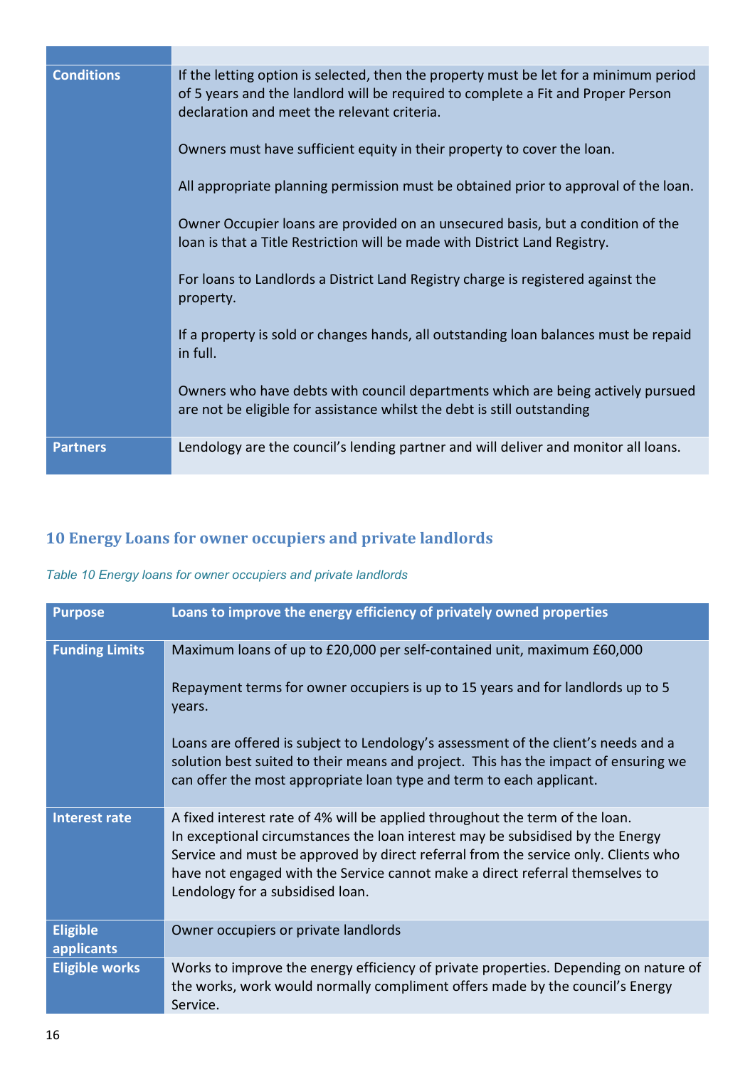| | |
|---|---|
| **Conditions** | If the letting option is selected, then the property must be let for a minimum period of 5 years and the landlord will be required to complete a Fit and Proper Person declaration and meet the relevant criteria.<br><br>Owners must have sufficient equity in their property to cover the loan.<br><br>All appropriate planning permission must be obtained prior to approval of the loan.<br><br>Owner Occupier loans are provided on an unsecured basis, but a condition of the loan is that a Title Restriction will be made with District Land Registry.<br><br>For loans to Landlords a District Land Registry charge is registered against the property.<br><br>If a property is sold or changes hands, all outstanding loan balances must be repaid in full.<br><br>Owners who have debts with council departments which are being actively pursued are not be eligible for assistance whilst the debt is still outstanding |
| **Partners** | Lendology are the council's lending partner and will deliver and monitor all loans. |

## 10 Energy Loans for owner occupiers and private landlords

*Table 10 Energy loans for owner occupiers and private landlords*

| **Purpose** | **Loans to improve the energy efficiency of privately owned properties** |
|---|---|
| **Funding Limits** | Maximum loans of up to £20,000 per self-contained unit, maximum £60,000<br><br>Repayment terms for owner occupiers is up to 15 years and for landlords up to 5 years.<br><br>Loans are offered is subject to Lendology's assessment of the client's needs and a solution best suited to their means and project. This has the impact of ensuring we can offer the most appropriate loan type and term to each applicant. |
| **Interest rate** | A fixed interest rate of 4% will be applied throughout the term of the loan. In exceptional circumstances the loan interest may be subsidised by the Energy Service and must be approved by direct referral from the service only. Clients who have not engaged with the Service cannot make a direct referral themselves to Lendology for a subsidised loan. |
| **Eligible applicants** | Owner occupiers or private landlords |
| **Eligible works** | Works to improve the energy efficiency of private properties. Depending on nature of the works, work would normally compliment offers made by the council's Energy Service. |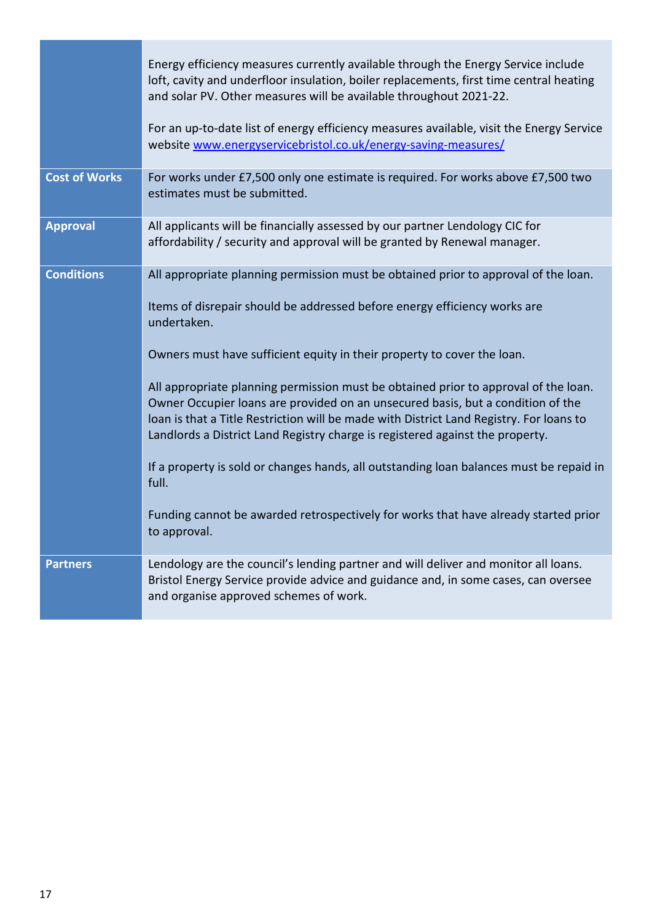| | |
|---|---|
| | Energy efficiency measures currently available through the Energy Service include loft, cavity and underfloor insulation, boiler replacements, first time central heating and solar PV. Other measures will be available throughout 2021-22.<br><br>For an up-to-date list of energy efficiency measures available, visit the Energy Service website [www.energyservicebristol.co.uk/energy-saving-measures/](www.energyservicebristol.co.uk/energy-saving-measures/) |
| **Cost of Works** | For works under £7,500 only one estimate is required. For works above £7,500 two estimates must be submitted. |
| **Approval** | All applicants will be financially assessed by our partner Lendology CIC for affordability / security and approval will be granted by Renewal manager. |
| **Conditions** | All appropriate planning permission must be obtained prior to approval of the loan.<br><br>Items of disrepair should be addressed before energy efficiency works are undertaken.<br><br>Owners must have sufficient equity in their property to cover the loan.<br><br>All appropriate planning permission must be obtained prior to approval of the loan. Owner Occupier loans are provided on an unsecured basis, but a condition of the loan is that a Title Restriction will be made with District Land Registry. For loans to Landlords a District Land Registry charge is registered against the property.<br><br>If a property is sold or changes hands, all outstanding loan balances must be repaid in full.<br><br>Funding cannot be awarded retrospectively for works that have already started prior to approval. |
| **Partners** | Lendology are the council's lending partner and will deliver and monitor all loans. Bristol Energy Service provide advice and guidance and, in some cases, can oversee and organise approved schemes of work. |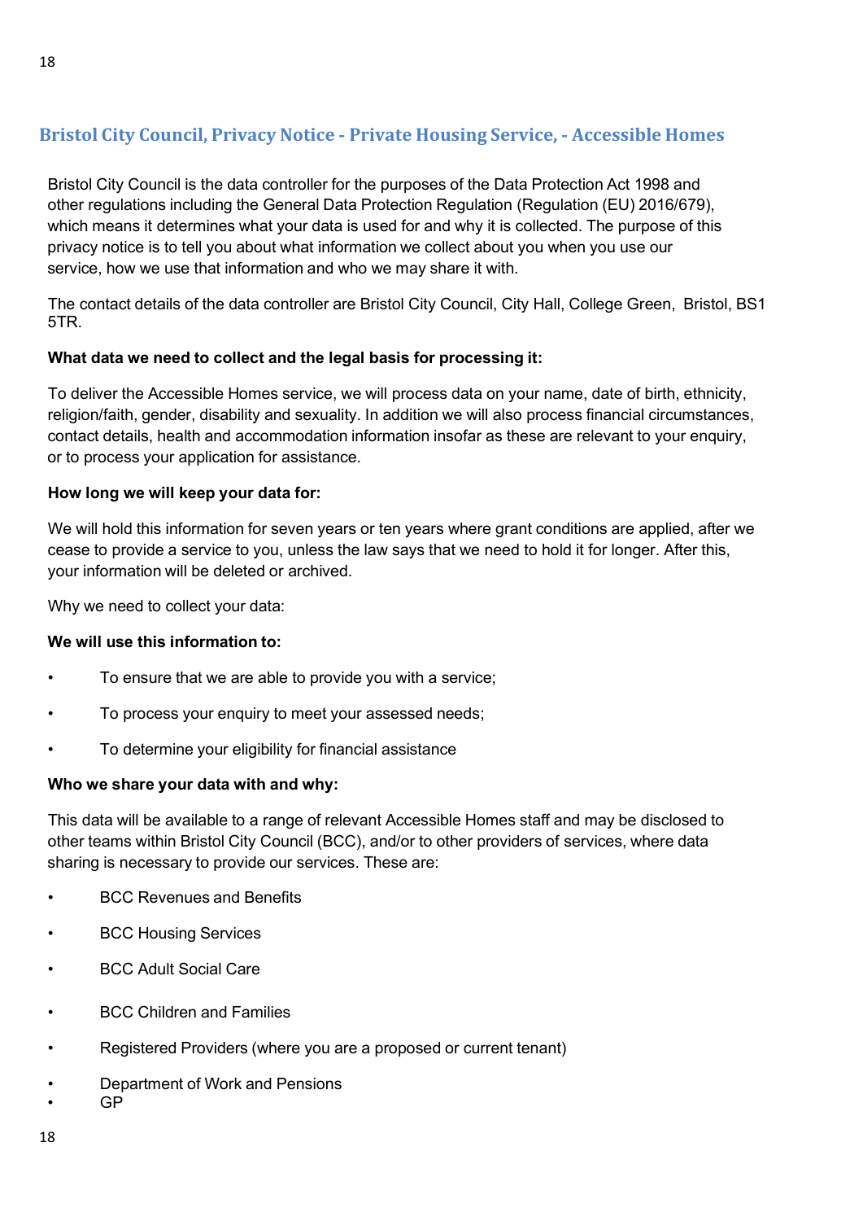## Bristol City Council, Privacy Notice - Private Housing Service, - Accessible Homes

Bristol City Council is the data controller for the purposes of the Data Protection Act 1998 and other regulations including the General Data Protection Regulation (Regulation (EU) 2016/679), which means it determines what your data is used for and why it is collected. The purpose of this privacy notice is to tell you about what information we collect about you when you use our service, how we use that information and who we may share it with.

The contact details of the data controller are Bristol City Council, City Hall, College Green, Bristol, BS1 5TR.

**What data we need to collect and the legal basis for processing it:**

To deliver the Accessible Homes service, we will process data on your name, date of birth, ethnicity, religion/faith, gender, disability and sexuality. In addition we will also process financial circumstances, contact details, health and accommodation information insofar as these are relevant to your enquiry, or to process your application for assistance.

**How long we will keep your data for:**

We will hold this information for seven years or ten years where grant conditions are applied, after we cease to provide a service to you, unless the law says that we need to hold it for longer. After this, your information will be deleted or archived.

Why we need to collect your data:

**We will use this information to:**

- To ensure that we are able to provide you with a service;
- To process your enquiry to meet your assessed needs;
- To determine your eligibility for financial assistance

**Who we share your data with and why:**

This data will be available to a range of relevant Accessible Homes staff and may be disclosed to other teams within Bristol City Council (BCC), and/or to other providers of services, where data sharing is necessary to provide our services. These are:

- BCC Revenues and Benefits
- BCC Housing Services
- BCC Adult Social Care
- BCC Children and Families
- Registered Providers (where you are a proposed or current tenant)
- Department of Work and Pensions
- GP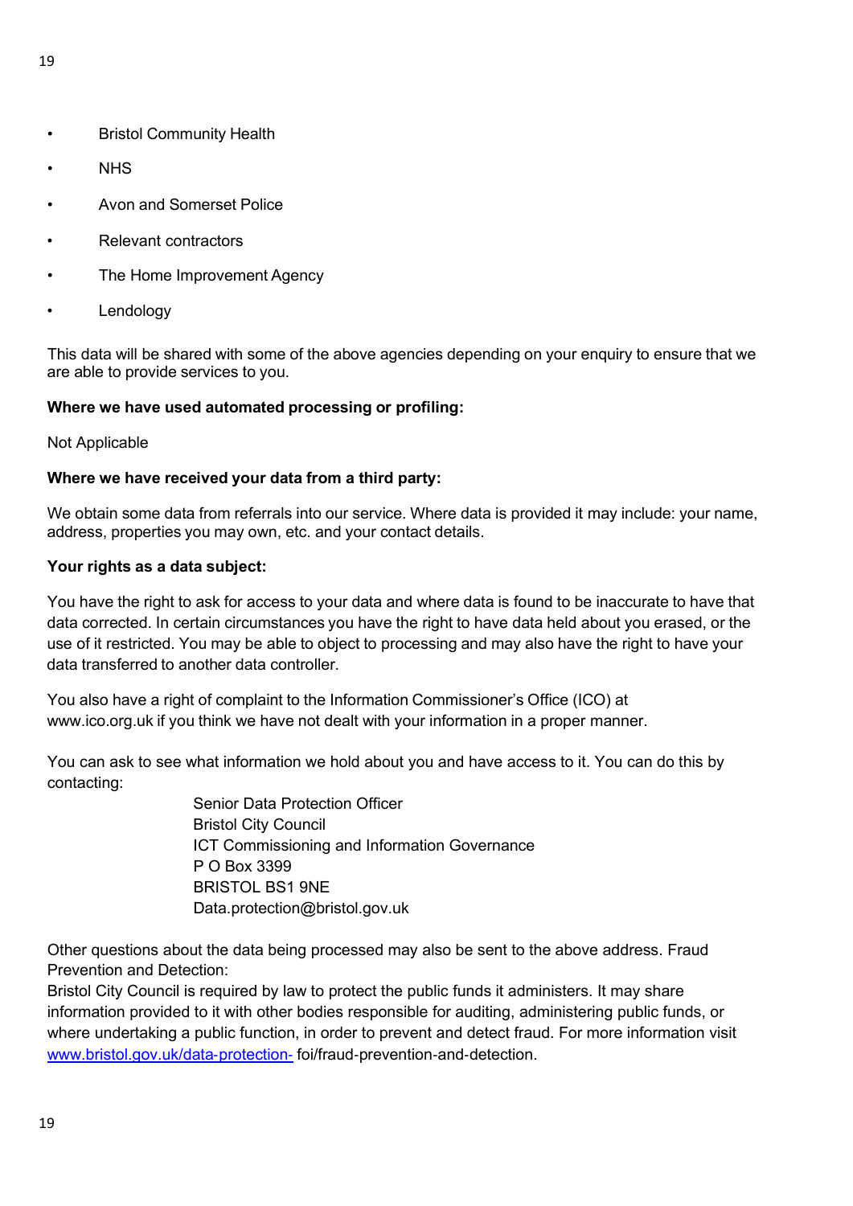- Bristol Community Health
- NHS
- Avon and Somerset Police
- Relevant contractors
- The Home Improvement Agency
- Lendology

This data will be shared with some of the above agencies depending on your enquiry to ensure that we are able to provide services to you.

**Where we have used automated processing or profiling:**

Not Applicable

**Where we have received your data from a third party:**

We obtain some data from referrals into our service. Where data is provided it may include: your name, address, properties you may own, etc. and your contact details.

**Your rights as a data subject:**

You have the right to ask for access to your data and where data is found to be inaccurate to have that data corrected. In certain circumstances you have the right to have data held about you erased, or the use of it restricted. You may be able to object to processing and may also have the right to have your data transferred to another data controller.

You also have a right of complaint to the Information Commissioner's Office (ICO) at www.ico.org.uk if you think we have not dealt with your information in a proper manner.

You can ask to see what information we hold about you and have access to it. You can do this by contacting:

Senior Data Protection Officer  
Bristol City Council  
ICT Commissioning and Information Governance  
P O Box 3399  
BRISTOL BS1 9NE  
Data.protection@bristol.gov.uk

Other questions about the data being processed may also be sent to the above address. Fraud Prevention and Detection:

Bristol City Council is required by law to protect the public funds it administers. It may share information provided to it with other bodies responsible for auditing, administering public funds, or where undertaking a public function, in order to prevent and detect fraud. For more information visit www.bristol.gov.uk/data-protection- foi/fraud-prevention-and-detection.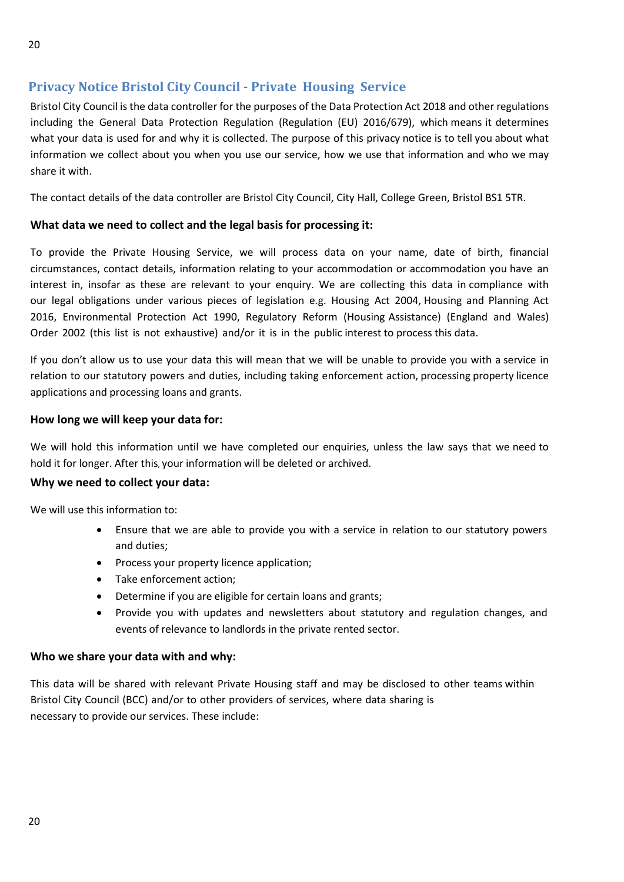## Privacy Notice Bristol City Council - Private Housing Service

Bristol City Council is the data controller for the purposes of the Data Protection Act 2018 and other regulations including the General Data Protection Regulation (Regulation (EU) 2016/679), which means it determines what your data is used for and why it is collected. The purpose of this privacy notice is to tell you about what information we collect about you when you use our service, how we use that information and who we may share it with.

The contact details of the data controller are Bristol City Council, City Hall, College Green, Bristol BS1 5TR.

### What data we need to collect and the legal basis for processing it:

To provide the Private Housing Service, we will process data on your name, date of birth, financial circumstances, contact details, information relating to your accommodation or accommodation you have an interest in, insofar as these are relevant to your enquiry. We are collecting this data in compliance with our legal obligations under various pieces of legislation e.g. Housing Act 2004, Housing and Planning Act 2016, Environmental Protection Act 1990, Regulatory Reform (Housing Assistance) (England and Wales) Order 2002 (this list is not exhaustive) and/or it is in the public interest to process this data.

If you don't allow us to use your data this will mean that we will be unable to provide you with a service in relation to our statutory powers and duties, including taking enforcement action, processing property licence applications and processing loans and grants.

### How long we will keep your data for:

We will hold this information until we have completed our enquiries, unless the law says that we need to hold it for longer. After this, your information will be deleted or archived.

### Why we need to collect your data:

We will use this information to:

- Ensure that we are able to provide you with a service in relation to our statutory powers and duties;
- Process your property licence application;
- Take enforcement action;
- Determine if you are eligible for certain loans and grants;
- Provide you with updates and newsletters about statutory and regulation changes, and events of relevance to landlords in the private rented sector.

### Who we share your data with and why:

This data will be shared with relevant Private Housing staff and may be disclosed to other teams within Bristol City Council (BCC) and/or to other providers of services, where data sharing is necessary to provide our services. These include: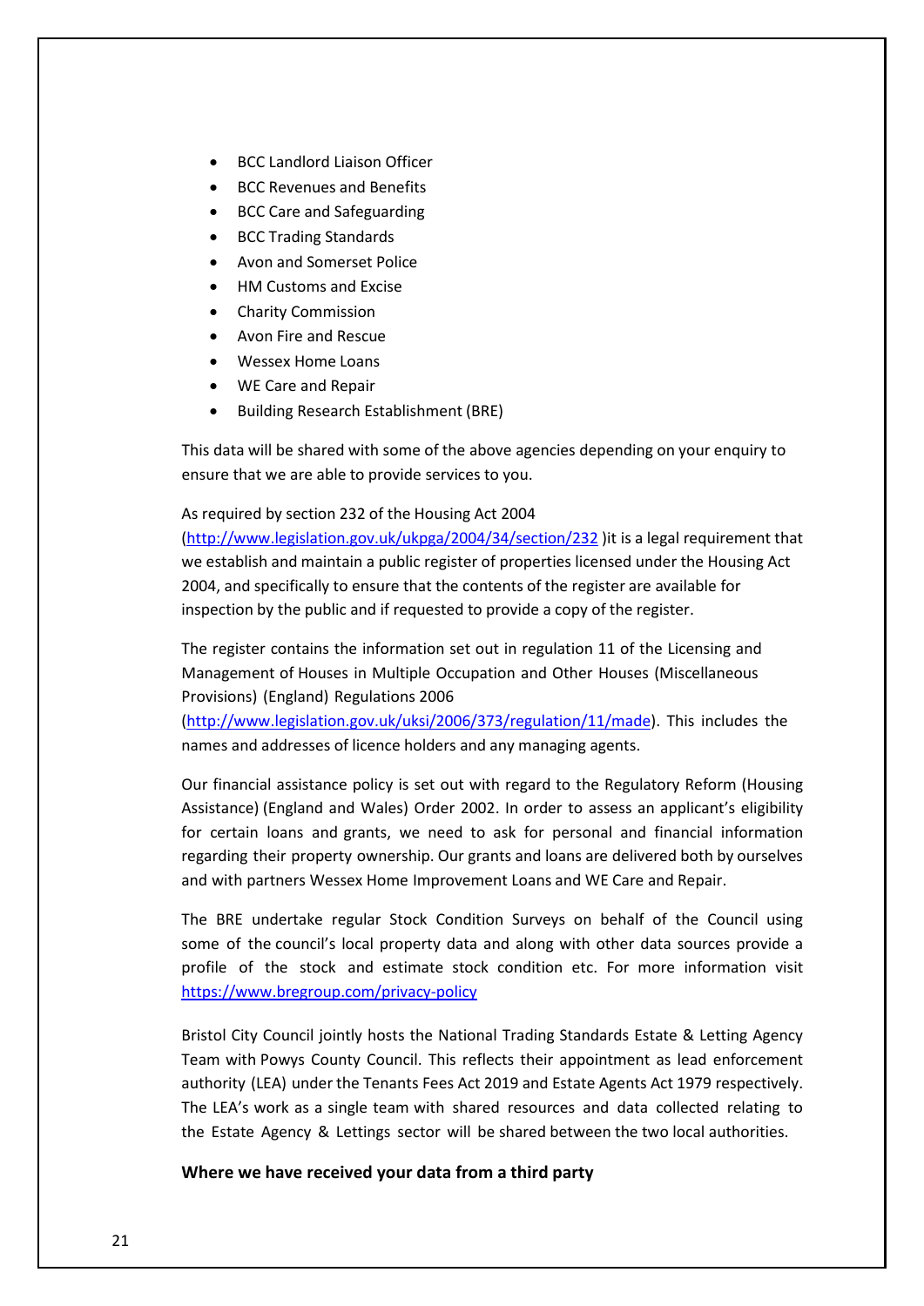- BCC Landlord Liaison Officer
- BCC Revenues and Benefits
- BCC Care and Safeguarding
- BCC Trading Standards
- Avon and Somerset Police
- HM Customs and Excise
- Charity Commission
- Avon Fire and Rescue
- Wessex Home Loans
- WE Care and Repair
- Building Research Establishment (BRE)

This data will be shared with some of the above agencies depending on your enquiry to ensure that we are able to provide services to you.

As required by section 232 of the Housing Act 2004 (http://www.legislation.gov.uk/ukpga/2004/34/section/232 )it is a legal requirement that we establish and maintain a public register of properties licensed under the Housing Act 2004, and specifically to ensure that the contents of the register are available for inspection by the public and if requested to provide a copy of the register.

The register contains the information set out in regulation 11 of the Licensing and Management of Houses in Multiple Occupation and Other Houses (Miscellaneous Provisions) (England) Regulations 2006 (http://www.legislation.gov.uk/uksi/2006/373/regulation/11/made). This includes the names and addresses of licence holders and any managing agents.

Our financial assistance policy is set out with regard to the Regulatory Reform (Housing Assistance) (England and Wales) Order 2002. In order to assess an applicant's eligibility for certain loans and grants, we need to ask for personal and financial information regarding their property ownership. Our grants and loans are delivered both by ourselves and with partners Wessex Home Improvement Loans and WE Care and Repair.

The BRE undertake regular Stock Condition Surveys on behalf of the Council using some of the council's local property data and along with other data sources provide a profile of the stock and estimate stock condition etc. For more information visit https://www.bregroup.com/privacy-policy

Bristol City Council jointly hosts the National Trading Standards Estate & Letting Agency Team with Powys County Council. This reflects their appointment as lead enforcement authority (LEA) under the Tenants Fees Act 2019 and Estate Agents Act 1979 respectively. The LEA's work as a single team with shared resources and data collected relating to the Estate Agency & Lettings sector will be shared between the two local authorities.

**Where we have received your data from a third party**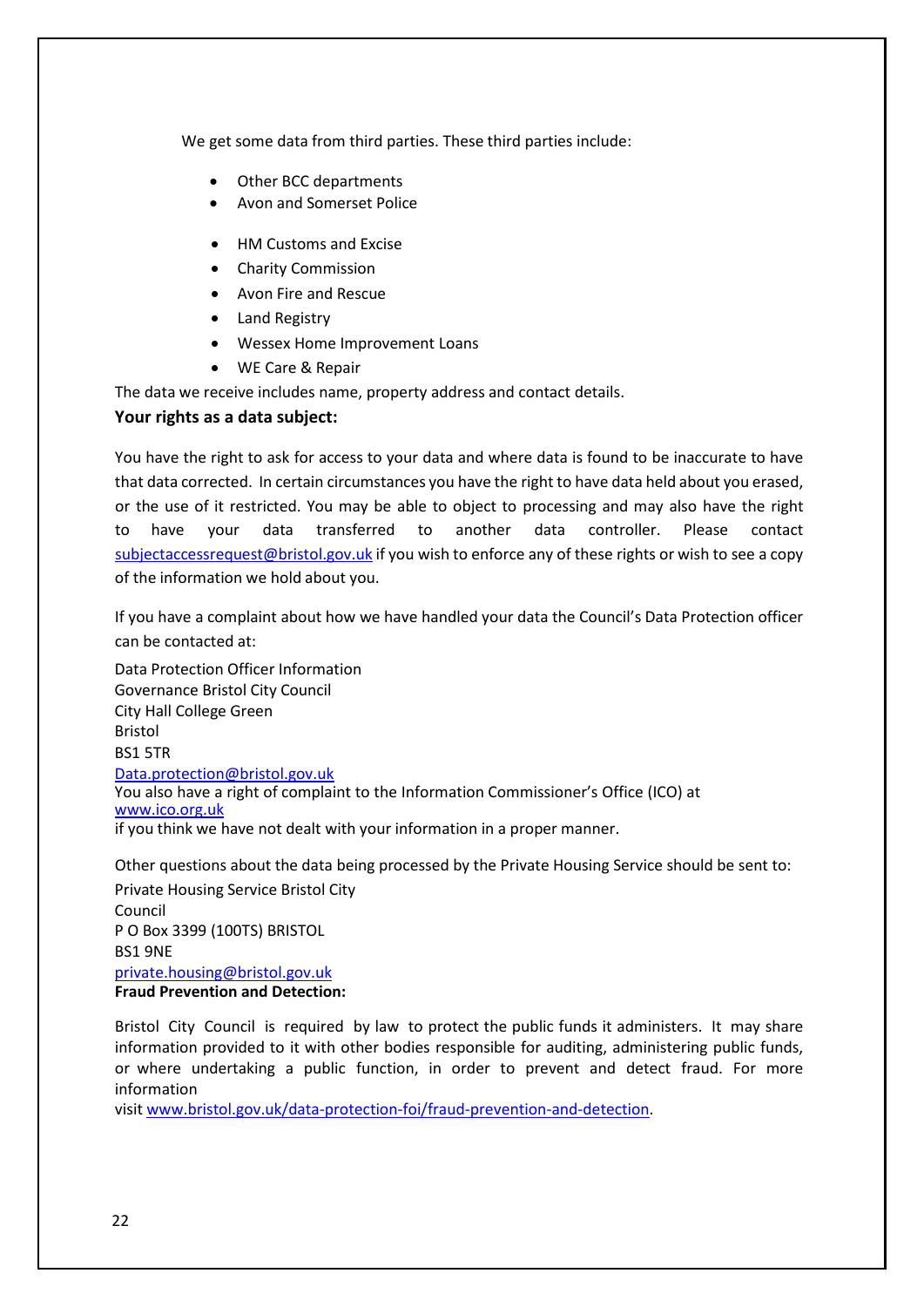We get some data from third parties. These third parties include:

- Other BCC departments
- Avon and Somerset Police
- HM Customs and Excise
- Charity Commission
- Avon Fire and Rescue
- Land Registry
- Wessex Home Improvement Loans
- WE Care & Repair

The data we receive includes name, property address and contact details.

**Your rights as a data subject:**

You have the right to ask for access to your data and where data is found to be inaccurate to have that data corrected. In certain circumstances you have the right to have data held about you erased, or the use of it restricted. You may be able to object to processing and may also have the right to have your data transferred to another data controller. Please contact subjectaccessrequest@bristol.gov.uk if you wish to enforce any of these rights or wish to see a copy of the information we hold about you.

If you have a complaint about how we have handled your data the Council's Data Protection officer can be contacted at:

Data Protection Officer Information
Governance Bristol City Council
City Hall College Green
Bristol
BS1 5TR
Data.protection@bristol.gov.uk
You also have a right of complaint to the Information Commissioner's Office (ICO) at
www.ico.org.uk
if you think we have not dealt with your information in a proper manner.

Other questions about the data being processed by the Private Housing Service should be sent to:
Private Housing Service Bristol City
Council
P O Box 3399 (100TS) BRISTOL
BS1 9NE
private.housing@bristol.gov.uk

**Fraud Prevention and Detection:**

Bristol City Council is required by law to protect the public funds it administers. It may share information provided to it with other bodies responsible for auditing, administering public funds, or where undertaking a public function, in order to prevent and detect fraud. For more information
visit www.bristol.gov.uk/data-protection-foi/fraud-prevention-and-detection.